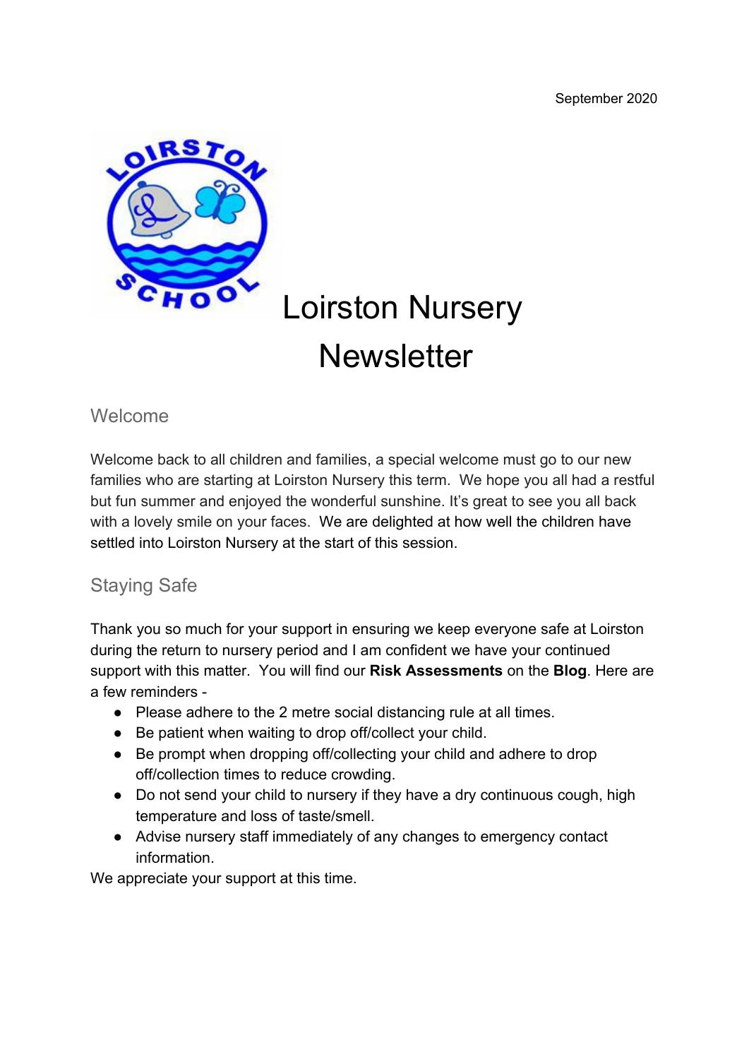September 2020

# Loirston Nursery Newsletter

## Welcome

Welcome back to all children and families, a special welcome must go to our new families who are starting at Loirston Nursery this term. We hope you all had a restful but fun summer and enjoyed the wonderful sunshine. It's great to see you all back with a lovely smile on your faces. We are delighted at how well the children have settled into Loirston Nursery at the start of this session.

## Staying Safe

Thank you so much for your support in ensuring we keep everyone safe at Loirston during the return to nursery period and I am confident we have your continued support with this matter. You will find our **Risk Assessments** on the **Blog**. Here are a few reminders -

- Please adhere to the 2 metre social distancing rule at all times.
- Be patient when waiting to drop off/collect your child.
- Be prompt when dropping off/collecting your child and adhere to drop off/collection times to reduce crowding.
- Do not send your child to nursery if they have a dry continuous cough, high temperature and loss of taste/smell.
- Advise nursery staff immediately of any changes to emergency contact information.

We appreciate your support at this time.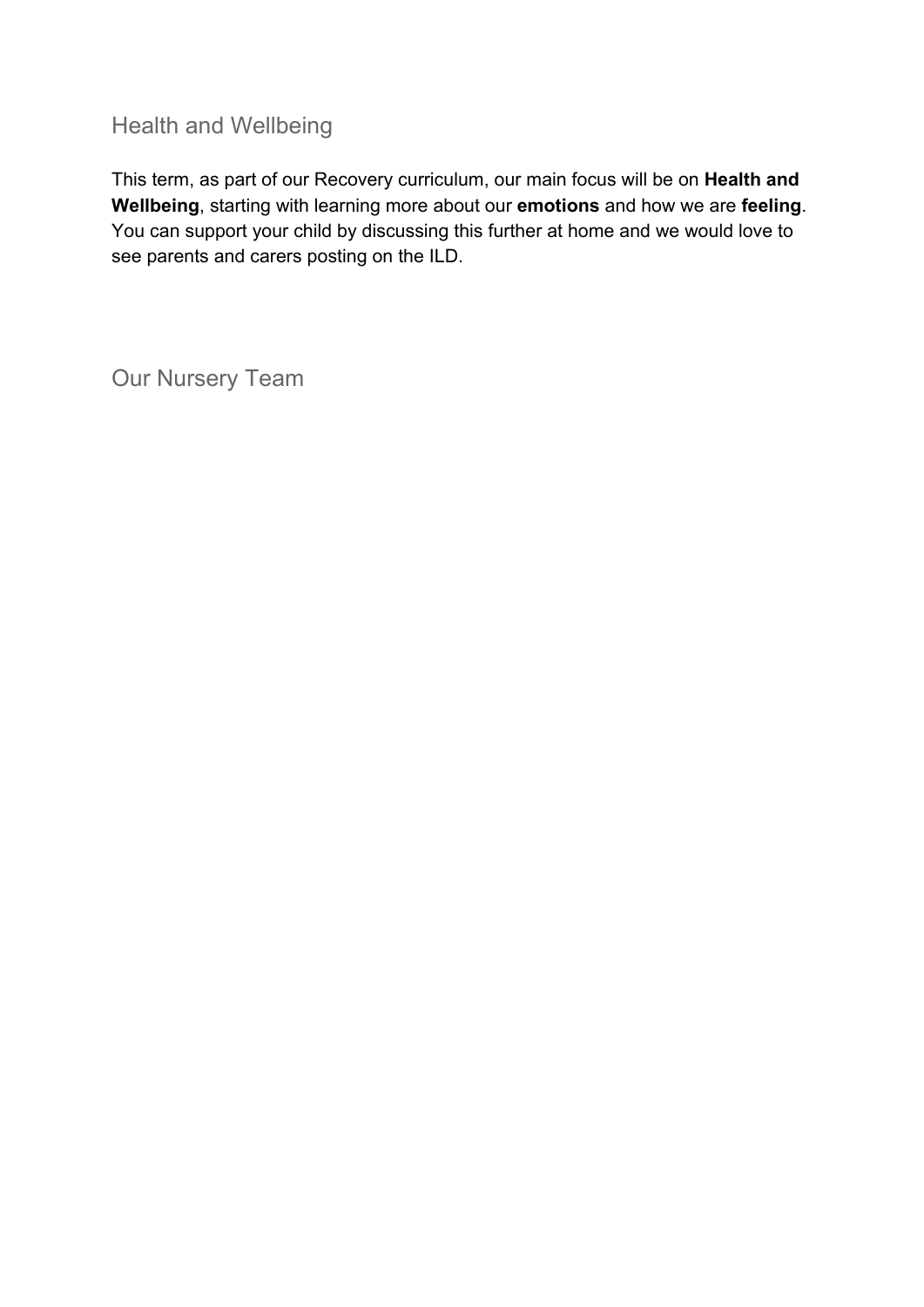## Health and Wellbeing

This term, as part of our Recovery curriculum, our main focus will be on **Health and Wellbeing**, starting with learning more about our **emotions** and how we are **feeling**. You can support your child by discussing this further at home and we would love to see parents and carers posting on the ILD.

## Our Nursery Team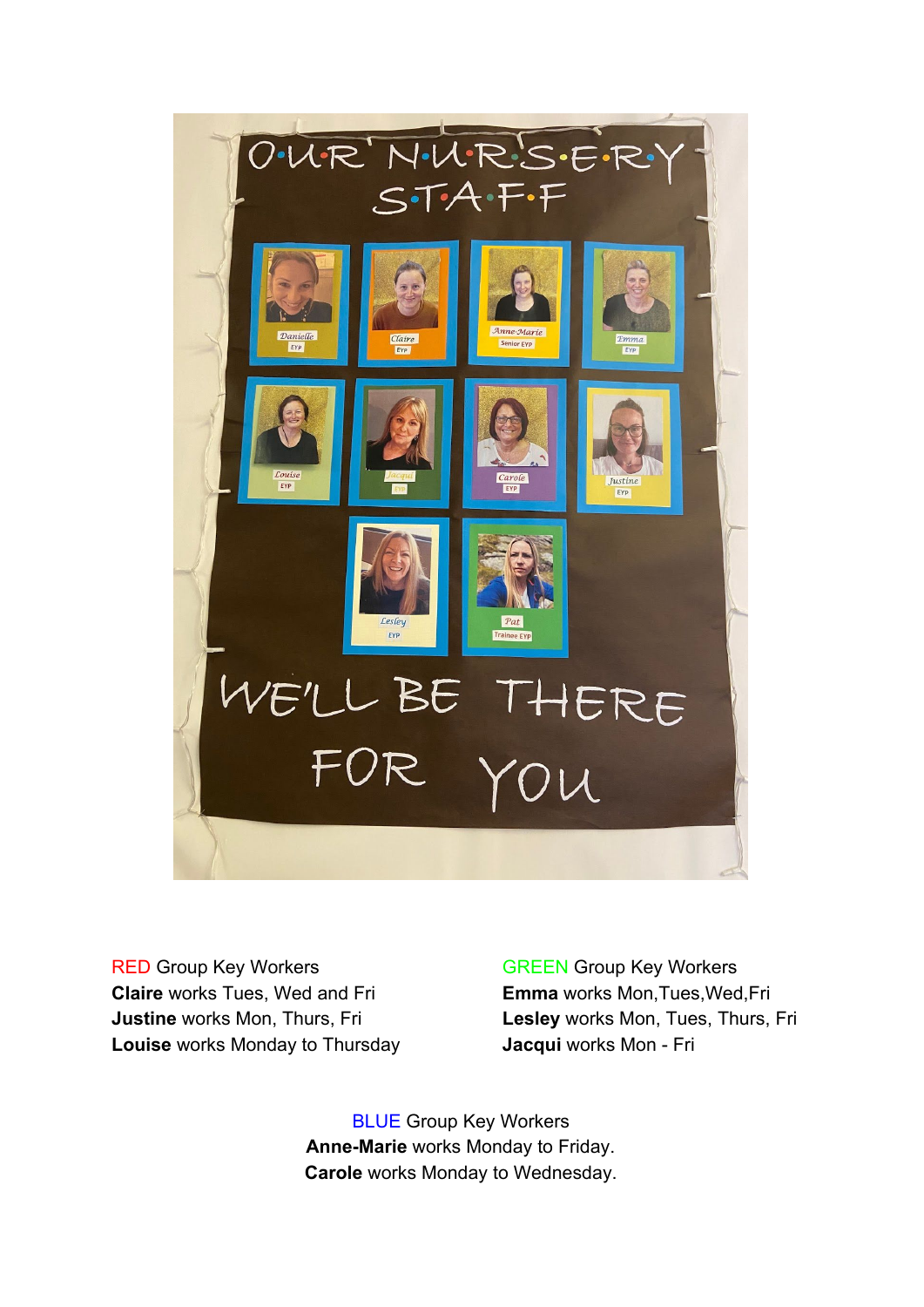RED Group Key Workers
**Claire** works Tues, Wed and Fri
**Justine** works Mon, Thurs, Fri
**Louise** works Monday to Thursday

GREEN Group Key Workers
**Emma** works Mon,Tues,Wed,Fri
**Lesley** works Mon, Tues, Thurs, Fri
**Jacqui** works Mon - Fri

BLUE Group Key Workers
**Anne-Marie** works Monday to Friday.
**Carole** works Monday to Wednesday.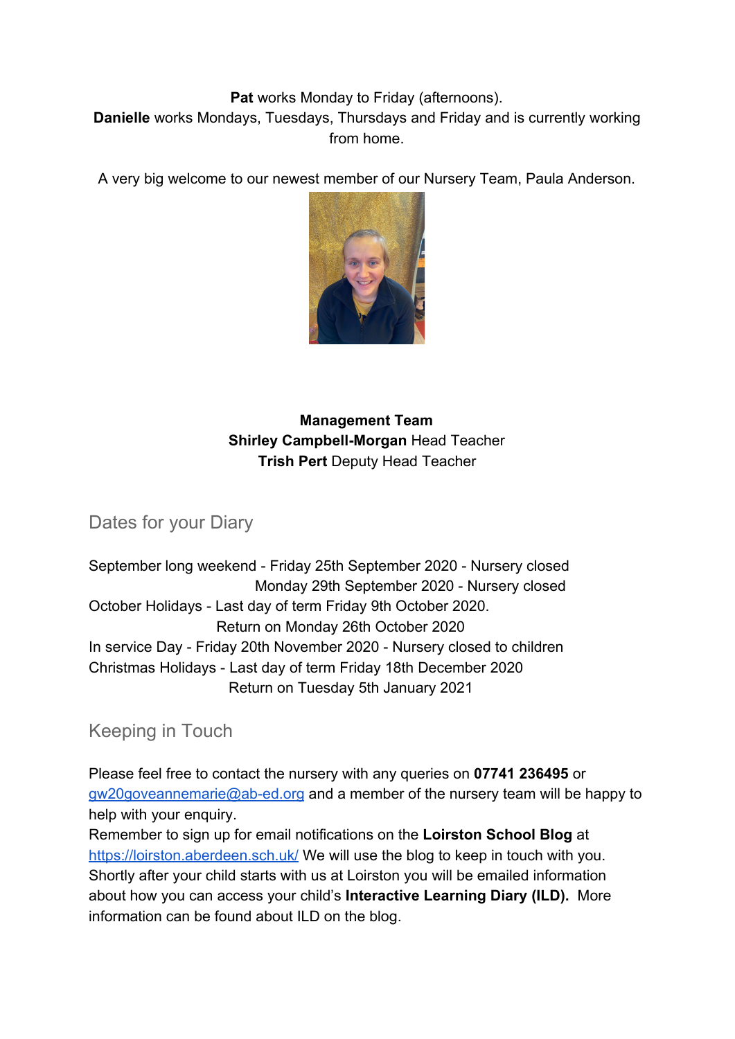**Pat** works Monday to Friday (afternoons).
**Danielle** works Mondays, Tuesdays, Thursdays and Friday and is currently working from home.

A very big welcome to our newest member of our Nursery Team, Paula Anderson.

**Management Team**
**Shirley Campbell-Morgan** Head Teacher
**Trish Pert** Deputy Head Teacher

## Dates for your Diary

September long weekend - Friday 25th September 2020 - Nursery closed
Monday 29th September 2020 - Nursery closed
October Holidays - Last day of term Friday 9th October 2020.
Return on Monday 26th October 2020
In service Day - Friday 20th November 2020 - Nursery closed to children
Christmas Holidays - Last day of term Friday 18th December 2020
Return on Tuesday 5th January 2021

## Keeping in Touch

Please feel free to contact the nursery with any queries on **07741 236495** or gw20goveannemarie@ab-ed.org and a member of the nursery team will be happy to help with your enquiry.
Remember to sign up for email notifications on the **Loirston School Blog** at https://loirston.aberdeen.sch.uk/ We will use the blog to keep in touch with you. Shortly after your child starts with us at Loirston you will be emailed information about how you can access your child's **Interactive Learning Diary (ILD).** More information can be found about ILD on the blog.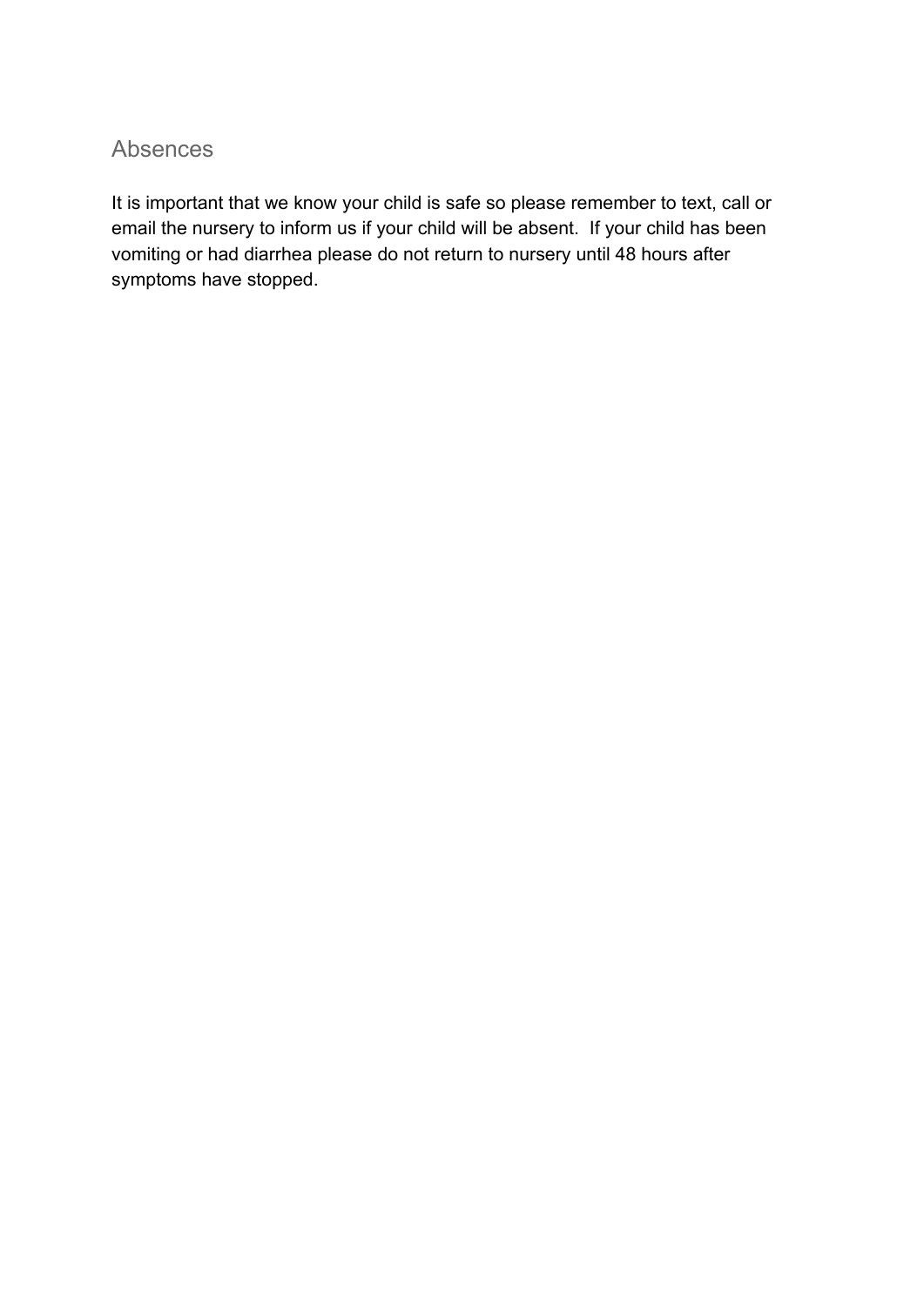## Absences

It is important that we know your child is safe so please remember to text, call or email the nursery to inform us if your child will be absent. If your child has been vomiting or had diarrhea please do not return to nursery until 48 hours after symptoms have stopped.